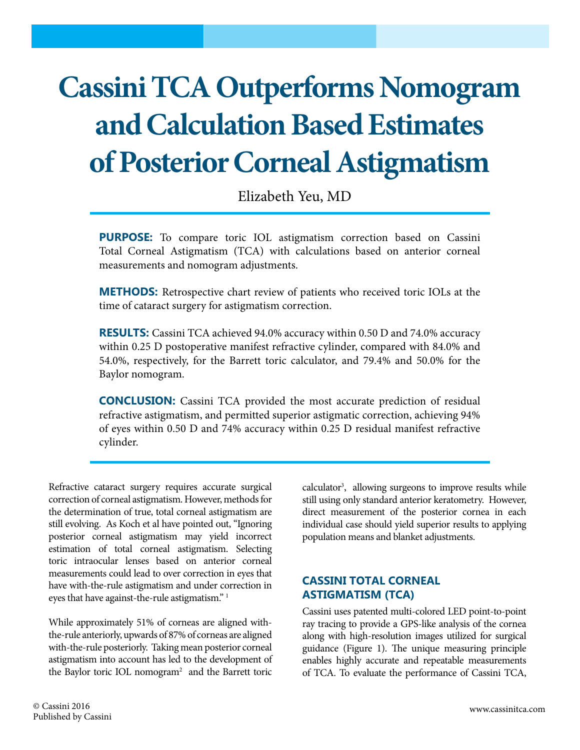# Cassini TCA Outperforms Nomogram and Calculation Based Estimates of Posterior Corneal Astigmatism

Elizabeth Yeu, MD

**PURPOSE:** To compare toric IOL astigmatism correction based on Cassini Total Corneal Astigmatism (TCA) with calculations based on anterior corneal measurements and nomogram adjustments.

**METHODS:** Retrospective chart review of patients who received toric IOLs at the time of cataract surgery for astigmatism correction.

**RESULTS:** Cassini TCA achieved 94.0% accuracy within 0.50 D and 74.0% accuracy within 0.25 D postoperative manifest refractive cylinder, compared with 84.0% and 54.0%, respectively, for the Barrett toric calculator, and 79.4% and 50.0% for the Baylor nomogram.

**CONCLUSION:** Cassini TCA provided the most accurate prediction of residual refractive astigmatism, and permitted superior astigmatic correction, achieving 94% of eyes within 0.50 D and 74% accuracy within 0.25 D residual manifest refractive cylinder.

Refractive cataract surgery requires accurate surgical correction of corneal astigmatism. However, methods for the determination of true, total corneal astigmatism are still evolving. As Koch et al have pointed out, "Ignoring posterior corneal astigmatism may yield incorrect estimation of total corneal astigmatism. Selecting toric intraocular lenses based on anterior corneal measurements could lead to over correction in eyes that have with-the-rule astigmatism and under correction in eyes that have against-the-rule astigmatism." [1]

While approximately 51% of corneas are aligned with-the-rule anteriorly, upwards of 87% of corneas are aligned with-the-rule posteriorly. Taking mean posterior corneal astigmatism into account has led to the development of the Baylor toric IOL nomogram[2] and the Barrett toric calculator[3], allowing surgeons to improve results while still using only standard anterior keratometry. However, direct measurement of the posterior cornea in each individual case should yield superior results to applying population means and blanket adjustments.

## CASSINI TOTAL CORNEAL ASTIGMATISM (TCA)

Cassini uses patented multi-colored LED point-to-point ray tracing to provide a GPS-like analysis of the cornea along with high-resolution images utilized for surgical guidance (Figure 1). The unique measuring principle enables highly accurate and repeatable measurements of TCA. To evaluate the performance of Cassini TCA,

© Cassini 2016
Published by Cassini

www.cassinitca.com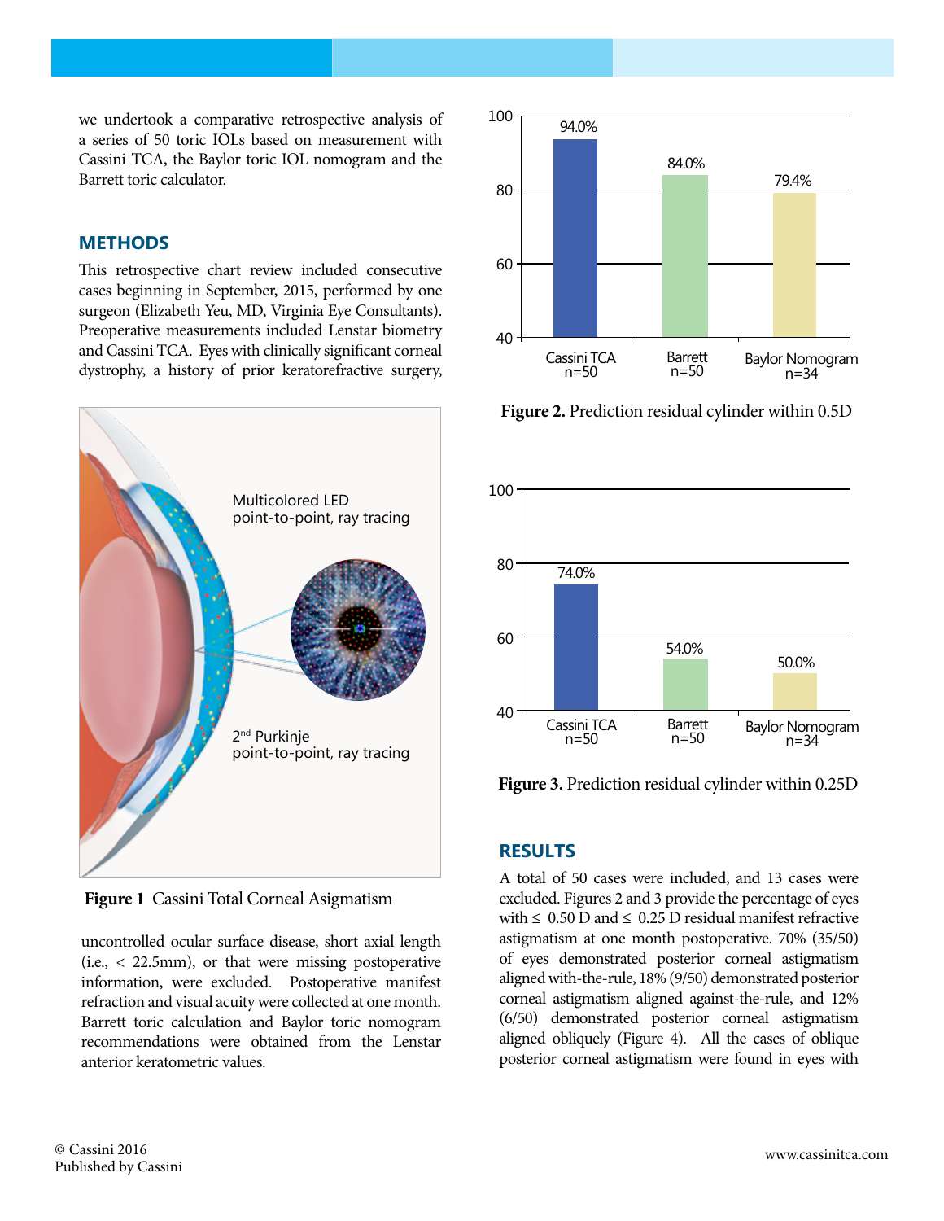we undertook a comparative retrospective analysis of a series of 50 toric IOLs based on measurement with Cassini TCA, the Baylor toric IOL nomogram and the Barrett toric calculator.

## METHODS

This retrospective chart review included consecutive cases beginning in September, 2015, performed by one surgeon (Elizabeth Yeu, MD, Virginia Eye Consultants). Preoperative measurements included Lenstar biometry and Cassini TCA. Eyes with clinically significant corneal dystrophy, a history of prior keratorefractive surgery, uncontrolled ocular surface disease, short axial length (i.e., < 22.5mm), or that were missing postoperative information, were excluded. Postoperative manifest refraction and visual acuity were collected at one month. Barrett toric calculation and Baylor toric nomogram recommendations were obtained from the Lenstar anterior keratometric values.

**Figure 1** Cassini Total Corneal Asigmatism

**Figure 2.** Prediction residual cylinder within 0.5D

**Figure 3.** Prediction residual cylinder within 0.25D

## RESULTS

A total of 50 cases were included, and 13 cases were excluded. Figures 2 and 3 provide the percentage of eyes with ≤ 0.50 D and ≤ 0.25 D residual manifest refractive astigmatism at one month postoperative. 70% (35/50) of eyes demonstrated posterior corneal astigmatism aligned with-the-rule, 18% (9/50) demonstrated posterior corneal astigmatism aligned against-the-rule, and 12% (6/50) demonstrated posterior corneal astigmatism aligned obliquely (Figure 4). All the cases of oblique posterior corneal astigmatism were found in eyes with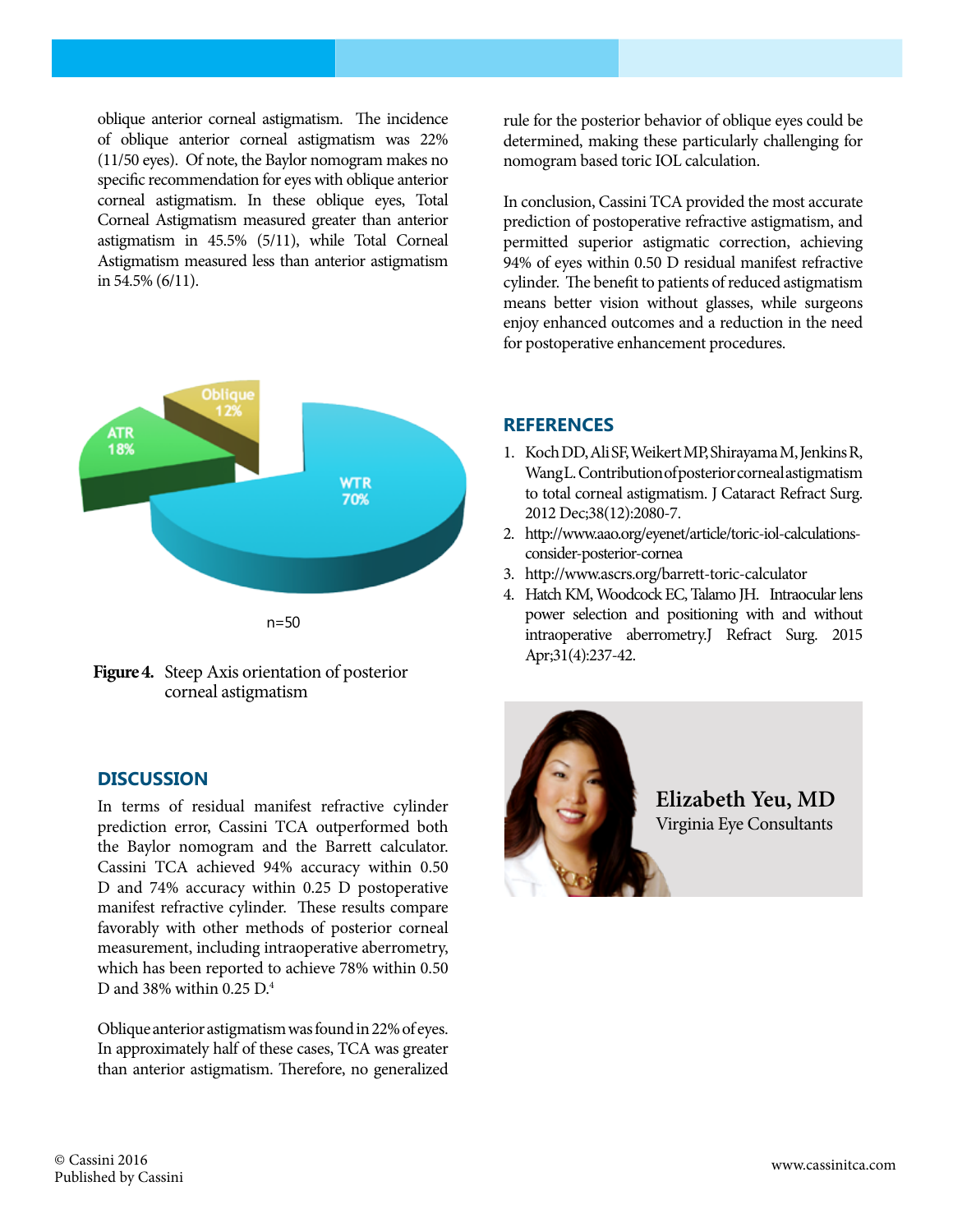oblique anterior corneal astigmatism. The incidence of oblique anterior corneal astigmatism was 22% (11/50 eyes). Of note, the Baylor nomogram makes no specific recommendation for eyes with oblique anterior corneal astigmatism. In these oblique eyes, Total Corneal Astigmatism measured greater than anterior astigmatism in 45.5% (5/11), while Total Corneal Astigmatism measured less than anterior astigmatism in 54.5% (6/11).

Oblique 12%

ATR 18%

WTR 70%

n=50

**Figure 4.** Steep Axis orientation of posterior corneal astigmatism

## DISCUSSION

In terms of residual manifest refractive cylinder prediction error, Cassini TCA outperformed both the Baylor nomogram and the Barrett calculator. Cassini TCA achieved 94% accuracy within 0.50 D and 74% accuracy within 0.25 D postoperative manifest refractive cylinder. These results compare favorably with other methods of posterior corneal measurement, including intraoperative aberrometry, which has been reported to achieve 78% within 0.50 D and 38% within 0.25 D.[4]

Oblique anterior astigmatism was found in 22% of eyes. In approximately half of these cases, TCA was greater than anterior astigmatism. Therefore, no generalized rule for the posterior behavior of oblique eyes could be determined, making these particularly challenging for nomogram based toric IOL calculation.

In conclusion, Cassini TCA provided the most accurate prediction of postoperative refractive astigmatism, and permitted superior astigmatic correction, achieving 94% of eyes within 0.50 D residual manifest refractive cylinder. The benefit to patients of reduced astigmatism means better vision without glasses, while surgeons enjoy enhanced outcomes and a reduction in the need for postoperative enhancement procedures.

## REFERENCES

1. Koch DD, Ali SF, Weikert MP, Shirayama M, Jenkins R, Wang L. Contribution of posterior corneal astigmatism to total corneal astigmatism. J Cataract Refract Surg. 2012 Dec;38(12):2080-7.
2. http://www.aao.org/eyenet/article/toric-iol-calculations-consider-posterior-cornea
3. http://www.ascrs.org/barrett-toric-calculator
4. Hatch KM, Woodcock EC, Talamo JH. Intraocular lens power selection and positioning with and without intraoperative aberrometry. J Refract Surg. 2015 Apr;31(4):237-42.

**Elizabeth Yeu, MD**
Virginia Eye Consultants

© Cassini 2016
Published by Cassini

www.cassinitca.com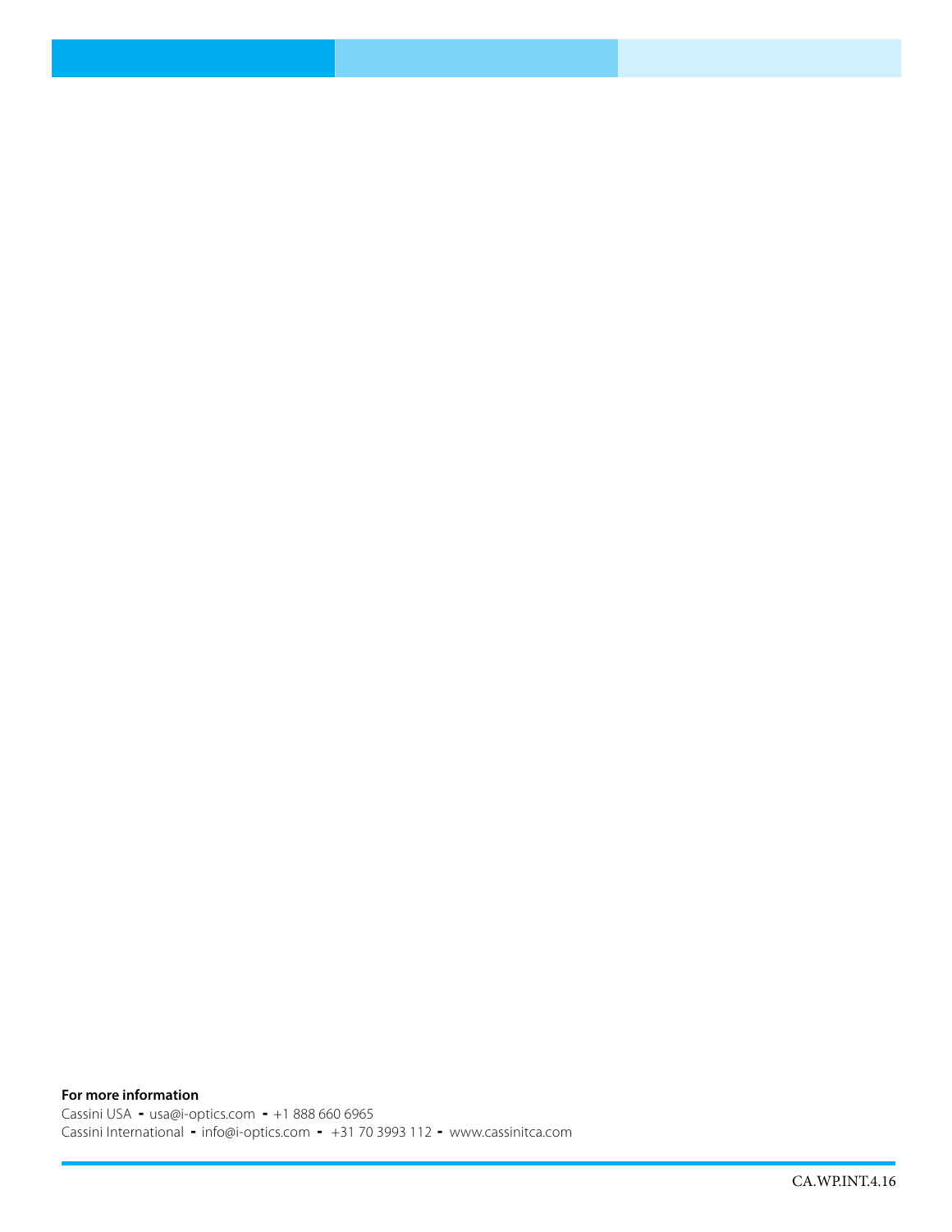**For more information**

Cassini USA - usa@i-optics.com - +1 888 660 6965

Cassini International - info@i-optics.com - +31 70 3993 112 - www.cassinitca.com

CA.WP.INT.4.16